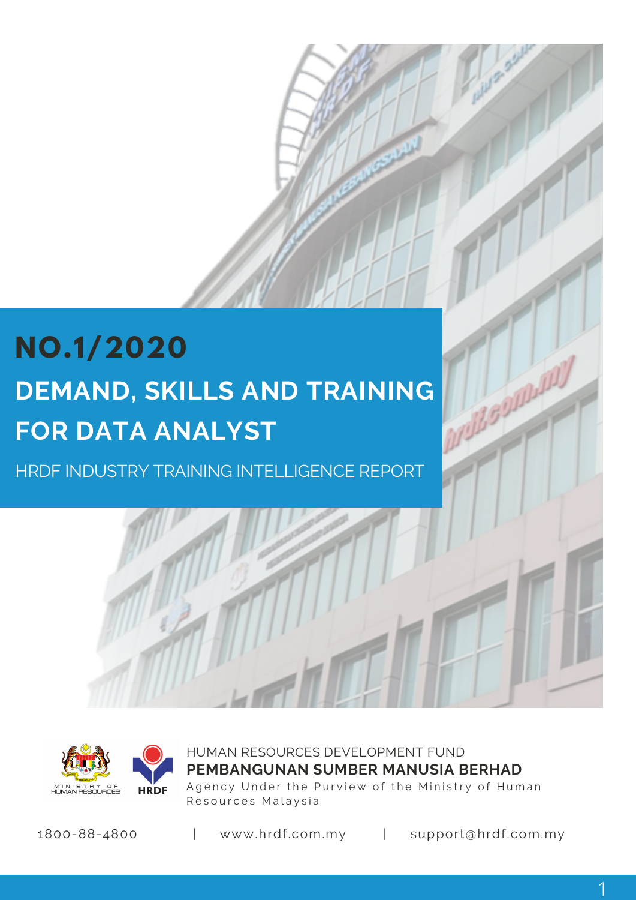# NO.1/2020

# DEMAND, SKILLS AND TRAINING FOR DATA ANALYST

HRDF INDUSTRY TRAINING INTELLIGENCE REPORT

MINISTRY OF HUMAN RESOURCES

HRDF

HUMAN RESOURCES DEVELOPMENT FUND

**PEMBANGUNAN SUMBER MANUSIA BERHAD**

Agency Under the Purview of the Ministry of Human Resources Malaysia

1800-88-4800 | www.hrdf.com.my | support@hrdf.com.my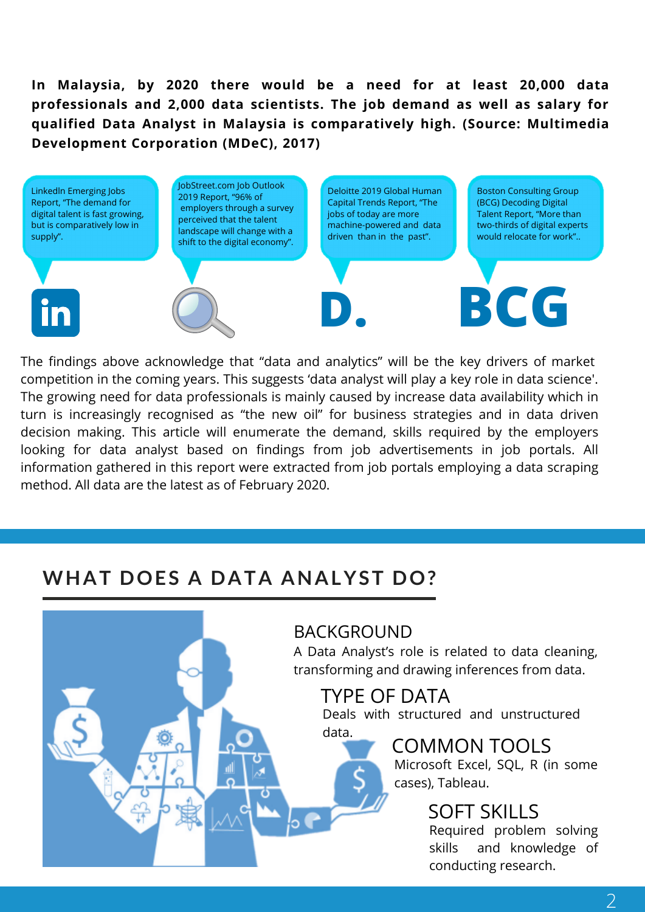**In Malaysia, by 2020 there would be a need for at least 20,000 data professionals and 2,000 data scientists. The job demand as well as salary for qualified Data Analyst in Malaysia is comparatively high. (Source: Multimedia Development Corporation (MDeC), 2017)**

LinkedIn Emerging Jobs Report, "The demand for digital talent is fast growing, but is comparatively low in supply".

JobStreet.com Job Outlook 2019 Report, "96% of employers through a survey perceived that the talent landscape will change with a shift to the digital economy".

Deloitte 2019 Global Human Capital Trends Report, "The jobs of today are more machine-powered and data driven than in the past".

Boston Consulting Group (BCG) Decoding Digital Talent Report, "More than two-thirds of digital experts would relocate for work"..

The findings above acknowledge that "data and analytics" will be the key drivers of market competition in the coming years. This suggests 'data analyst will play a key role in data science'. The growing need for data professionals is mainly caused by increase data availability which in turn is increasingly recognised as "the new oil" for business strategies and in data driven decision making. This article will enumerate the demand, skills required by the employers looking for data analyst based on findings from job advertisements in job portals. All information gathered in this report were extracted from job portals employing a data scraping method. All data are the latest as of February 2020.

## WHAT DOES A DATA ANALYST DO?

### BACKGROUND

A Data Analyst's role is related to data cleaning, transforming and drawing inferences from data.

### TYPE OF DATA

Deals with structured and unstructured data.

### COMMON TOOLS

Microsoft Excel, SQL, R (in some cases), Tableau.

### SOFT SKILLS

Required problem solving skills and knowledge of conducting research.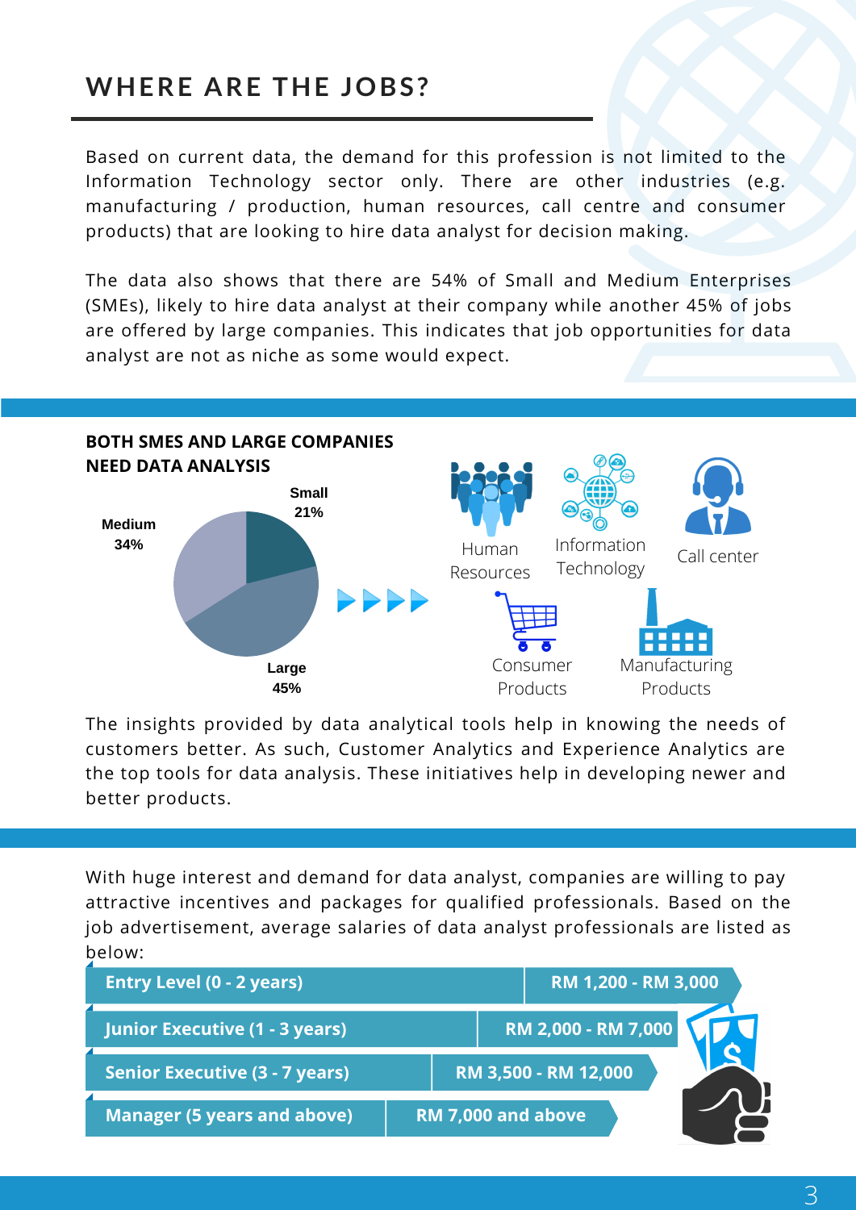# WHERE ARE THE JOBS?

Based on current data, the demand for this profession is not limited to the Information Technology sector only. There are other industries (e.g. manufacturing / production, human resources, call centre and consumer products) that are looking to hire data analyst for decision making.

The data also shows that there are 54% of Small and Medium Enterprises (SMEs), likely to hire data analyst at their company while another 45% of jobs are offered by large companies. This indicates that job opportunities for data analyst are not as niche as some would expect.

## BOTH SMES AND LARGE COMPANIES NEED DATA ANALYSIS

Small 21%

Medium 34%

Large 45%

Human Resources

Information Technology

Call center

Consumer Products

Manufacturing Products

The insights provided by data analytical tools help in knowing the needs of customers better. As such, Customer Analytics and Experience Analytics are the top tools for data analysis. These initiatives help in developing newer and better products.

With huge interest and demand for data analyst, companies are willing to pay attractive incentives and packages for qualified professionals. Based on the job advertisement, average salaries of data analyst professionals are listed as below:

| Level | Salary |
|---|---|
| **Entry Level (0 - 2 years)** | **RM 1,200 - RM 3,000** |
| **Junior Executive (1 - 3 years)** | **RM 2,000 - RM 7,000** |
| **Senior Executive (3 - 7 years)** | **RM 3,500 - RM 12,000** |
| **Manager (5 years and above)** | **RM 7,000 and above** |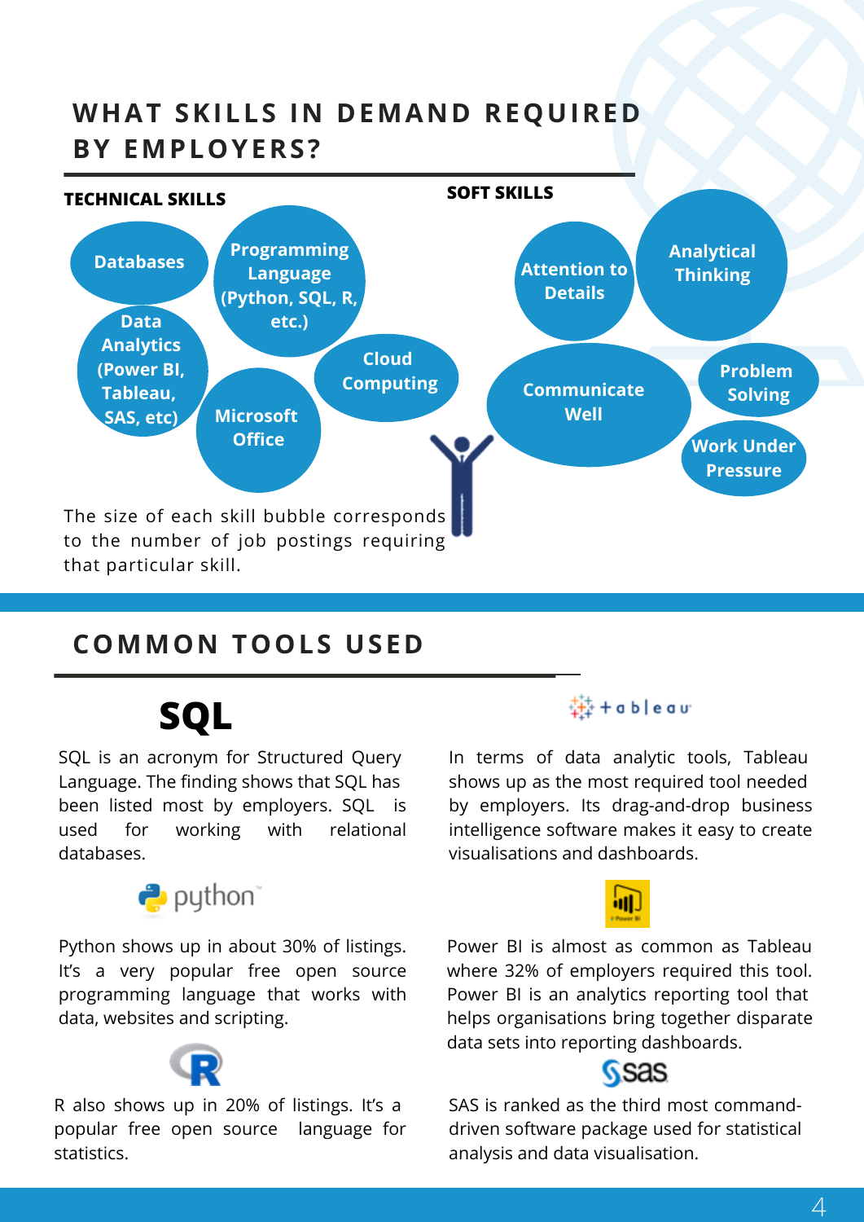## WHAT SKILLS IN DEMAND REQUIRED BY EMPLOYERS?

**TECHNICAL SKILLS**

- Databases
- Programming Language (Python, SQL, R, etc.)
- Data Analytics (Power BI, Tableau, SAS, etc)
- Cloud Computing
- Microsoft Office

**SOFT SKILLS**

- Attention to Details
- Analytical Thinking
- Communicate Well
- Problem Solving
- Work Under Pressure

The size of each skill bubble corresponds to the number of job postings requiring that particular skill.

## COMMON TOOLS USED

### SQL

SQL is an acronym for Structured Query Language. The finding shows that SQL has been listed most by employers. SQL is used for working with relational databases.

### python

Python shows up in about 30% of listings. It's a very popular free open source programming language that works with data, websites and scripting.

### R

R also shows up in 20% of listings. It's a popular free open source language for statistics.

### tableau

In terms of data analytic tools, Tableau shows up as the most required tool needed by employers. Its drag-and-drop business intelligence software makes it easy to create visualisations and dashboards.

### Power BI

Power BI is almost as common as Tableau where 32% of employers required this tool. Power BI is an analytics reporting tool that helps organisations bring together disparate data sets into reporting dashboards.

### sas

SAS is ranked as the third most command-driven software package used for statistical analysis and data visualisation.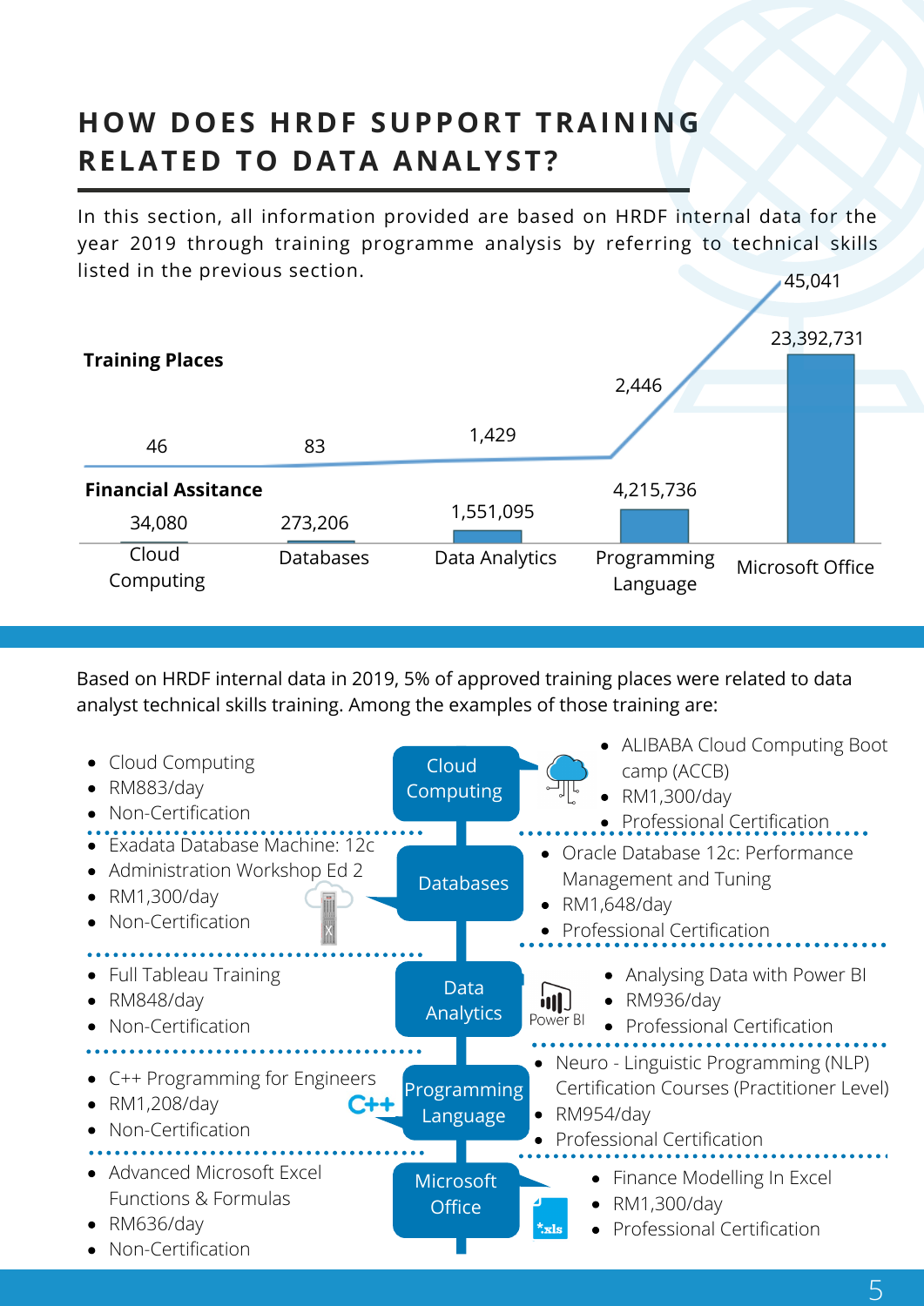## HOW DOES HRDF SUPPORT TRAINING RELATED TO DATA ANALYST?

In this section, all information provided are based on HRDF internal data for the year 2019 through training programme analysis by referring to technical skills listed in the previous section.

| | Cloud Computing | Databases | Data Analytics | Programming Language | Microsoft Office |
|---|---|---|---|---|---|
| **Training Places** | 46 | 83 | 1,429 | 2,446 | 45,041 |
| **Financial Assitance** | 34,080 | 273,206 | 1,551,095 | 4,215,736 | 23,392,731 |

Based on HRDF internal data in 2019, 5% of approved training places were related to data analyst technical skills training. Among the examples of those training are:

**Cloud Computing**

- Cloud Computing
- RM883/day
- Non-Certification

- ALIBABA Cloud Computing Boot camp (ACCB)
- RM1,300/day
- Professional Certification

**Databases**

- Exadata Database Machine: 12c
- Administration Workshop Ed 2
- RM1,300/day
- Non-Certification

- Oracle Database 12c: Performance Management and Tuning
- RM1,648/day
- Professional Certification

**Data Analytics**

- Full Tableau Training
- RM848/day
- Non-Certification

- Analysing Data with Power BI
- RM936/day
- Professional Certification

**Programming Language**

- C++ Programming for Engineers
- RM1,208/day
- Non-Certification

- Neuro - Linguistic Programming (NLP) Certification Courses (Practitioner Level)
- RM954/day
- Professional Certification

**Microsoft Office**

- Advanced Microsoft Excel Functions & Formulas
- RM636/day
- Non-Certification

- Finance Modelling In Excel
- RM1,300/day
- Professional Certification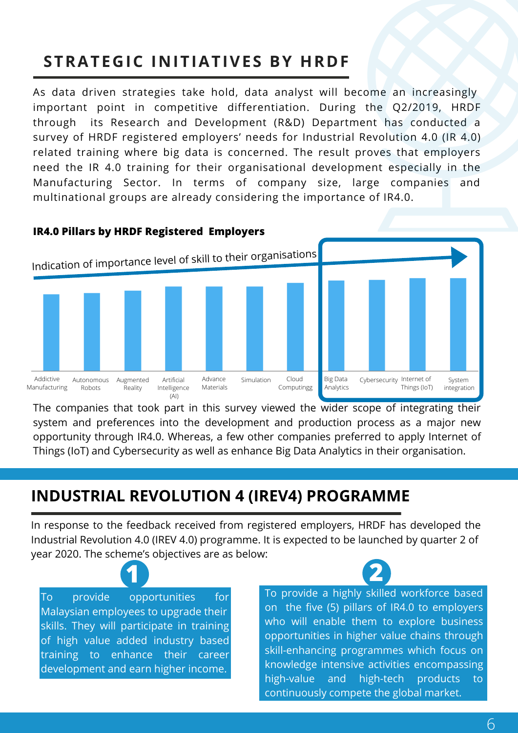## STRATEGIC INITIATIVES BY HRDF

As data driven strategies take hold, data analyst will become an increasingly important point in competitive differentiation. During the Q2/2019, HRDF through its Research and Development (R&D) Department has conducted a survey of HRDF registered employers' needs for Industrial Revolution 4.0 (IR 4.0) related training where big data is concerned. The result proves that employers need the IR 4.0 training for their organisational development especially in the Manufacturing Sector. In terms of company size, large companies and multinational groups are already considering the importance of IR4.0.

**IR4.0 Pillars by HRDF Registered Employers**

Indication of importance level of skill to their organisations

Addictive Manufacturing
Autonomous Robots
Augmented Reality
Artificial Intelligence (AI)
Advance Materials
Simulation
Cloud Computingg
Big Data Analytics
Cybersecurity
Internet of Things (IoT)
System integration

The companies that took part in this survey viewed the wider scope of integrating their system and preferences into the development and production process as a major new opportunity through IR4.0. Whereas, a few other companies preferred to apply Internet of Things (IoT) and Cybersecurity as well as enhance Big Data Analytics in their organisation.

## INDUSTRIAL REVOLUTION 4 (IREV4) PROGRAMME

In response to the feedback received from registered employers, HRDF has developed the Industrial Revolution 4.0 (IREV 4.0) programme. It is expected to be launched by quarter 2 of year 2020. The scheme's objectives are as below:

1. To provide opportunities for Malaysian employees to upgrade their skills. They will participate in training of high value added industry based training to enhance their career development and earn higher income.

2. To provide a highly skilled workforce based on the five (5) pillars of IR4.0 to employers who will enable them to explore business opportunities in higher value chains through skill-enhancing programmes which focus on knowledge intensive activities encompassing high-value and high-tech products to continuously compete the global market.